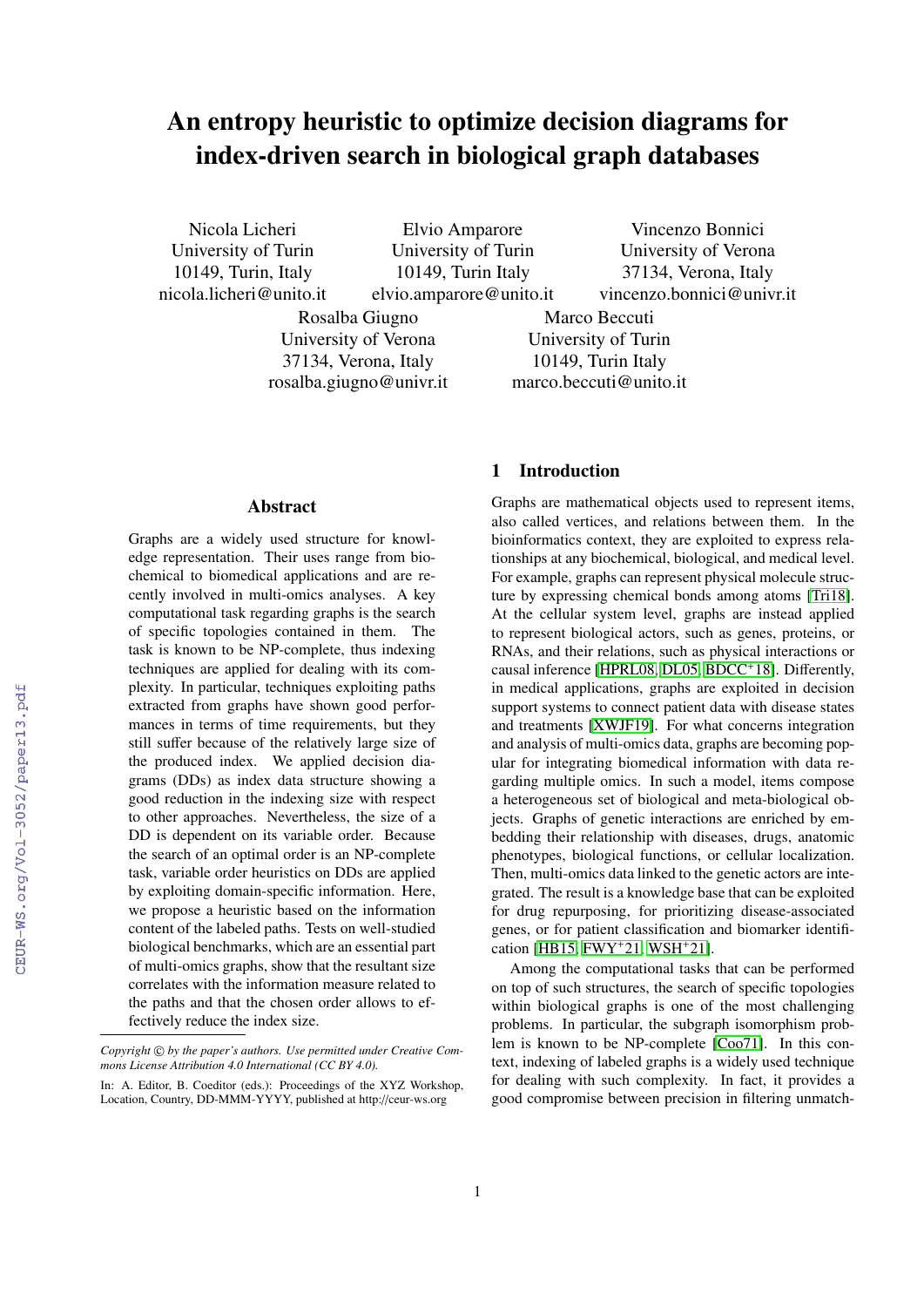# An entropy heuristic to optimize decision diagrams for index-driven search in biological graph databases

Nicola Licheri
University of Turin
10149, Turin, Italy
nicola.licheri@unito.it

Elvio Amparore
University of Turin
10149, Turin Italy
elvio.amparore@unito.it

Vincenzo Bonnici
University of Verona
37134, Verona, Italy
vincenzo.bonnici@univr.it

Rosalba Giugno
University of Verona
37134, Verona, Italy
rosalba.giugno@univr.it

Marco Beccuti
University of Turin
10149, Turin Italy
marco.beccuti@unito.it

## Abstract

Graphs are a widely used structure for knowledge representation. Their uses range from biochemical to biomedical applications and are recently involved in multi-omics analyses. A key computational task regarding graphs is the search of specific topologies contained in them. The task is known to be NP-complete, thus indexing techniques are applied for dealing with its complexity. In particular, techniques exploiting paths extracted from graphs have shown good performances in terms of time requirements, but they still suffer because of the relatively large size of the produced index. We applied decision diagrams (DDs) as index data structure showing a good reduction in the indexing size with respect to other approaches. Nevertheless, the size of a DD is dependent on its variable order. Because the search of an optimal order is an NP-complete task, variable order heuristics on DDs are applied by exploiting domain-specific information. Here, we propose a heuristic based on the information content of the labeled paths. Tests on well-studied biological benchmarks, which are an essential part of multi-omics graphs, show that the resultant size correlates with the information measure related to the paths and that the chosen order allows to effectively reduce the index size.

*Copyright © by the paper's authors. Use permitted under Creative Commons License Attribution 4.0 International (CC BY 4.0).*

In: A. Editor, B. Coeditor (eds.): Proceedings of the XYZ Workshop, Location, Country, DD-MMM-YYYY, published at http://ceur-ws.org

## 1 Introduction

Graphs are mathematical objects used to represent items, also called vertices, and relations between them. In the bioinformatics context, they are exploited to express relationships at any biochemical, biological, and medical level. For example, graphs can represent physical molecule structure by expressing chemical bonds among atoms [Tri18]. At the cellular system level, graphs are instead applied to represent biological actors, such as genes, proteins, or RNAs, and their relations, such as physical interactions or causal inference [HPRL08, DL05, BDCC+18]. Differently, in medical applications, graphs are exploited in decision support systems to connect patient data with disease states and treatments [XWJF19]. For what concerns integration and analysis of multi-omics data, graphs are becoming popular for integrating biomedical information with data regarding multiple omics. In such a model, items compose a heterogeneous set of biological and meta-biological objects. Graphs of genetic interactions are enriched by embedding their relationship with diseases, drugs, anatomic phenotypes, biological functions, or cellular localization. Then, multi-omics data linked to the genetic actors are integrated. The result is a knowledge base that can be exploited for drug repurposing, for prioritizing disease-associated genes, or for patient classification and biomarker identification [HB15, FWY+21, WSH+21].

Among the computational tasks that can be performed on top of such structures, the search of specific topologies within biological graphs is one of the most challenging problems. In particular, the subgraph isomorphism problem is known to be NP-complete [Coo71]. In this context, indexing of labeled graphs is a widely used technique for dealing with such complexity. In fact, it provides a good compromise between precision in filtering unmatch-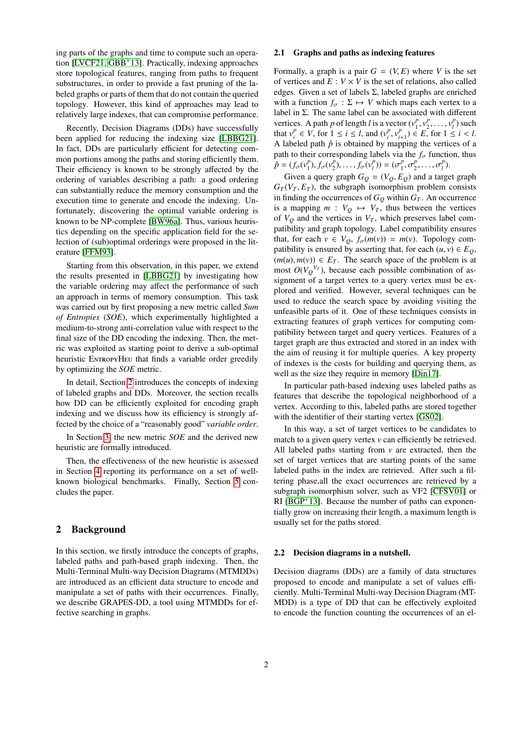ing parts of the graphs and time to compute such an operation [LVCF21, GBG+13]. Practically, indexing approaches store topological features, ranging from paths to frequent substructures, in order to provide a fast pruning of the labeled graphs or parts of them that do not contain the queried topology. However, this kind of approaches may lead to relatively large indexes, that can compromise performance.

Recently, Decision Diagrams (DDs) have successfully been applied for reducing the indexing size [LBBG21]. In fact, DDs are particularly efficient for detecting common portions among the paths and storing efficiently them. Their efficiency is known to be strongly affected by the ordering of variables describing a path: a good ordering can substantially reduce the memory consumption and the execution time to generate and encode the indexing. Unfortunately, discovering the optimal variable ordering is known to be NP-complete [BW96a]. Thus, various heuristics depending on the specific application field for the selection of (sub)optimal orderings were proposed in the literature [FFM93].

Starting from this observation, in this paper, we extend the results presented in [LBBG21] by investigating how the variable ordering may affect the performance of such an approach in terms of memory consumption. This task was carried out by first proposing a new metric called *Sum of Entropies* (*SOE*), which experimentally highlighted a medium-to-strong anti-correlation value with respect to the final size of the DD encoding the indexing. Then, the metric was exploited as starting point to derive a sub-optimal heuristic EntropyHeu that finds a variable order greedily by optimizing the *SOE* metric.

In detail, Section 2 introduces the concepts of indexing of labeled graphs and DDs. Moreover, the section recalls how DD can be efficiently exploited for encoding graph indexing and we discuss how its efficiency is strongly affected by the choice of a "reasonably good" *variable order*.

In Section 3, the new metric *SOE* and the derived new heuristic are formally introduced.

Then, the effectiveness of the new heuristic is assessed in Section 4 reporting its performance on a set of well-known biological benchmarks. Finally, Section 5 concludes the paper.

# 2 Background

In this section, we firstly introduce the concepts of graphs, labeled paths and path-based graph indexing. Then, the Multi-Terminal Multi-way Decision Diagrams (MTMDDs) are introduced as an efficient data structure to encode and manipulate a set of paths with their occurrences. Finally, we describe GRAPES-DD, a tool using MTMDDs for effective searching in graphs.

## 2.1 Graphs and paths as indexing features

Formally, a graph is a pair $G = (V, E)$ where $V$ is the set of vertices and $E : V \times V$ is the set of relations, also called edges. Given a set of labels $\Sigma$, labeled graphs are enriched with a function $f_\sigma : \Sigma \mapsto V$ which maps each vertex to a label in $\Sigma$. The same label can be associated with different vertices. A path $p$ of length $l$ is a vector $(v_1^p, v_2^p, \ldots, v_l^p)$ such that $v_i^p \in V$, for $1 \le i \le l$, and $(v_i^p, v_{i+1}^p) \in E$, for $1 \le i < l$. A labeled path $\hat{p}$ is obtained by mapping the vertices of a path to their corresponding labels via the $f_\sigma$ function, thus $\hat{p} = (f_\sigma(v_1^p), f_\sigma(v_2^p), \ldots, f_\sigma(v_l^p)) = (\sigma_1^p, \sigma_2^p, \ldots, \sigma_l^p)$.

Given a query graph $G_Q = (V_Q, E_Q)$ and a target graph $G_T(V_T, E_T)$, the subgraph isomorphism problem consists in finding the occurrences of $G_Q$ within $G_T$. An occurrence is a mapping $m : V_Q \mapsto V_T$, thus between the vertices of $V_Q$ and the vertices in $V_T$, which preserves label compatibility and graph topology. Label compatibility ensures that, for each $v \in V_Q$, $f_\sigma(m(v)) = m(v)$. Topology compatibility is ensured by asserting that, for each $(u, v) \in E_Q$, $(m(u), m(v)) \in E_T$. The search space of the problem is at most $O({V_Q}^{V_T})$, because each possible combination of assignment of a target vertex to a query vertex must be explored and verified. However, several techniques can be used to reduce the search space by avoiding visiting the unfeasible parts of it. One of these techniques consists in extracting features of graph vertices for computing compatibility between target and query vertices. Features of a target graph are thus extracted and stored in an index with the aim of reusing it for multiple queries. A key property of indexes is the costs for building and querying them, as well as the size they require in memory [Din17].

In particular path-based indexing uses labeled paths as features that describe the topological neighborhood of a vertex. According to this, labeled paths are stored together with the identifier of their starting vertex [GS02].

In this way, a set of target vertices to be candidates to match to a given query vertex $v$ can efficiently be retrieved. All labeled paths starting from $v$ are extracted, then the set of target vertices that are starting points of the same labeled paths in the index are retrieved. After such a filtering phase,all the exact occurrences are retrieved by a subgraph isomorphism solver, such as VF2 [CFSV01] or RI [BGP+13]. Because the number of paths can exponentially grow on increasing their length, a maximum length is usually set for the paths stored.

## 2.2 Decision diagrams in a nutshell.

Decision diagrams (DDs) are a family of data structures proposed to encode and manipulate a set of values efficiently. Multi-Terminal Multi-way Decision Diagram (MTMDD) is a type of DD that can be effectively exploited to encode the function counting the occurrences of an el-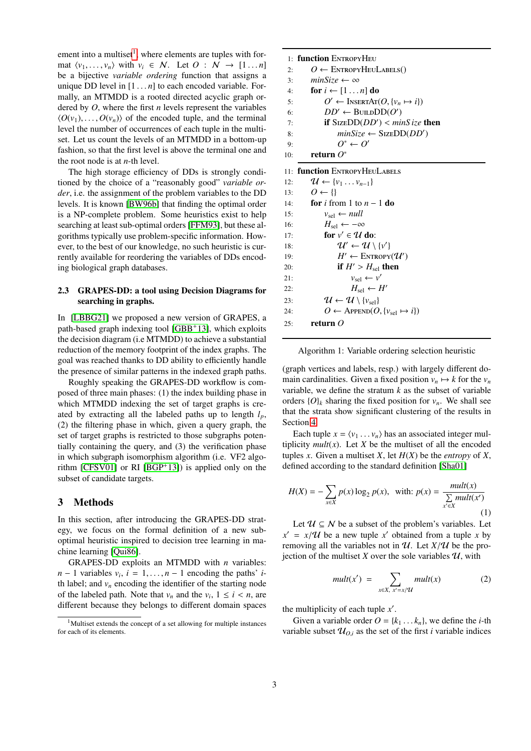ement into a multiset[1], where elements are tuples with format $\langle v_1, \ldots, v_n \rangle$ with $v_i \in \mathcal{N}$. Let $O : \mathcal{N} \rightarrow [1 \ldots n]$ be a bijective *variable ordering* function that assigns a unique DD level in $[1 \ldots n]$ to each encoded variable. Formally, an MTMDD is a rooted directed acyclic graph ordered by $O$, where the first $n$ levels represent the variables $\langle O(v_1), \ldots, O(v_n) \rangle$ of the encoded tuple, and the terminal level the number of occurrences of each tuple in the multiset. Let us count the levels of an MTMDD in a bottom-up fashion, so that the first level is above the terminal one and the root node is at $n$-th level.

The high storage efficiency of DDs is strongly conditioned by the choice of a "reasonably good" *variable order*, i.e. the assignment of the problem variables to the DD levels. It is known [BW96b] that finding the optimal order is a NP-complete problem. Some heuristics exist to help searching at least sub-optimal orders [FFM93], but these algorithms typically use problem-specific information. However, to the best of our knowledge, no such heuristic is currently available for reordering the variables of DDs encoding biological graph databases.

### 2.3 GRAPES-DD: a tool using Decision Diagrams for searching in graphs.

In [LBBG21] we proposed a new version of GRAPES, a path-based graph indexing tool [GBB+13], which exploits the decision diagram (i.e MTMDD) to achieve a substantial reduction of the memory footprint of the index graphs. The goal was reached thanks to DD ability to efficiently handle the presence of similar patterns in the indexed graph paths.

Roughly speaking the GRAPES-DD workflow is composed of three main phases: (1) the index building phase in which MTMDD indexing the set of target graphs is created by extracting all the labeled paths up to length $l_p$, (2) the filtering phase in which, given a query graph, the set of target graphs is restricted to those subgraphs potentially containing the query, and (3) the verification phase in which subgraph isomorphism algorithm (i.e. VF2 algorithm [CFSV01] or RI [BGP+13]) is applied only on the subset of candidate targets.

## 3 Methods

In this section, after introducing the GRAPES-DD strategy, we focus on the formal definition of a new sub-optimal heuristic inspired to decision tree learning in machine learning [Qui86].

GRAPES-DD exploits an MTMDD with $n$ variables: $n-1$ variables $v_i$, $i = 1, \ldots, n-1$ encoding the paths' $i$-th label; and $v_n$ encoding the identifier of the starting node of the labeled path. Note that $v_n$ and the $v_i$, $1 \leq i < n$, are different because they belongs to different domain spaces

```
 1: function EntropyHeu
 2:     O ← EntropyHeuLabels()
 3:     minSize ← ∞
 4:     for i ← [1...n] do
 5:         O' ← InsertAt(O, {v_n ↦ i})
 6:         DD' ← BuildDD(O')
 7:         if SizeDD(DD') < minSize then
 8:             minSize ← SizeDD(DD')
 9:             O* ← O'
10:     return O*
11: function EntropyHeuLabels
12:     U ← {v_1 ... v_{n-1}}
13:     O ← {}
14:     for i from 1 to n − 1 do
15:         v_sel ← null
16:         H_sel ← −∞
17:         for v' ∈ U do:
18:             U' ← U \ {v'}
19:             H' ← Entropy(U')
20:             if H' > H_sel then
21:                 v_sel ← v'
22:                 H_sel ← H'
23:         U ← U \ {v_sel}
24:         O ← Append(O, {v_sel ↦ i})
25:     return O
```

Algorithm 1: Variable ordering selection heuristic

(graph vertices and labels, resp.) with largely different domain cardinalities. Given a fixed position $v_n \mapsto k$ for the $v_n$ variable, we define the stratum $k$ as the subset of variable orders $\{O\}_k$ sharing the fixed position for $v_n$. We shall see that the strata show significant clustering of the results in Section 4.

Each tuple $x = \langle v_1 \ldots v_n \rangle$ has an associated integer multiplicity $mult(x)$. Let $X$ be the multiset of all the encoded tuples $x$. Given a multiset $X$, let $H(X)$ be the *entropy* of $X$, defined according to the standard definition [Sha01]

$$H(X) = -\sum_{x \in X} p(x) \log_2 p(x), \quad \text{with: } p(x) = \frac{mult(x)}{\sum_{x' \in X} mult(x')} \tag{1}$$

Let $\mathcal{U} \subseteq \mathcal{N}$ be a subset of the problem's variables. Let $x' = x/\mathcal{U}$ be a new tuple $x'$ obtained from a tuple $x$ by removing all the variables not in $\mathcal{U}$. Let $X/\mathcal{U}$ be the projection of the multiset $X$ over the sole variables $\mathcal{U}$, with

$$mult(x') = \sum_{x \in X,\ x' = x/\mathcal{U}} mult(x) \tag{2}$$

the multiplicity of each tuple $x'$.

Given a variable order $O = \{k_1 \ldots k_n\}$, we define the $i$-th variable subset $\mathcal{U}_{O,i}$ as the set of the first $i$ variable indices

[1] Multiset extends the concept of a set allowing for multiple instances for each of its elements.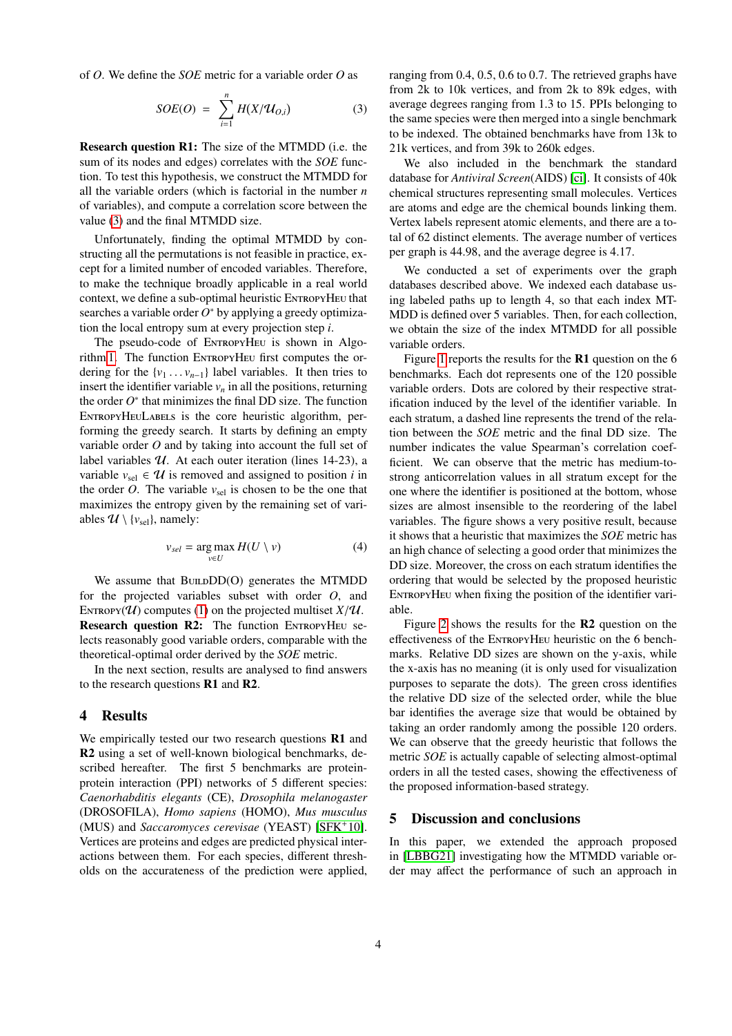of $O$. We define the *SOE* metric for a variable order $O$ as

$$SOE(O) = \sum_{i=1}^{n} H(X/\mathcal{U}_{O,i}) \qquad (3)$$

**Research question R1:** The size of the MTMDD (i.e. the sum of its nodes and edges) correlates with the *SOE* function. To test this hypothesis, we construct the MTMDD for all the variable orders (which is factorial in the number $n$ of variables), and compute a correlation score between the value (3) and the final MTMDD size.

Unfortunately, finding the optimal MTMDD by constructing all the permutations is not feasible in practice, except for a limited number of encoded variables. Therefore, to make the technique broadly applicable in a real world context, we define a sub-optimal heuristic EntropyHeu that searches a variable order $O^*$ by applying a greedy optimization the local entropy sum at every projection step $i$.

The pseudo-code of EntropyHeu is shown in Algorithm 1. The function EntropyHeu first computes the ordering for the $\{v_1 \dots v_{n-1}\}$ label variables. It then tries to insert the identifier variable $v_n$ in all the positions, returning the order $O^*$ that minimizes the final DD size. The function EntropyHeuLabels is the core heuristic algorithm, performing the greedy search. It starts by defining an empty variable order $O$ and by taking into account the full set of label variables $\mathcal{U}$. At each outer iteration (lines 14-23), a variable $v_{\text{sel}} \in \mathcal{U}$ is removed and assigned to position $i$ in the order $O$. The variable $v_{\text{sel}}$ is chosen to be the one that maximizes the entropy given by the remaining set of variables $\mathcal{U} \setminus \{v_{\text{sel}}\}$, namely:

$$v_{sel} = \arg\max_{v \in U} H(U \setminus v) \qquad (4)$$

We assume that BuildDD(O) generates the MTMDD for the projected variables subset with order $O$, and Entropy($\mathcal{U}$) computes (1) on the projected multiset $X/\mathcal{U}$. **Research question R2:** The function EntropyHeu selects reasonably good variable orders, comparable with the theoretical-optimal order derived by the *SOE* metric.

In the next section, results are analysed to find answers to the research questions **R1** and **R2**.

## 4 Results

We empirically tested our two research questions **R1** and **R2** using a set of well-known biological benchmarks, described hereafter. The first 5 benchmarks are protein-protein interaction (PPI) networks of 5 different species: *Caenorhabditis elegants* (CE), *Drosophila melanogaster* (DROSOFILA), *Homo sapiens* (HOMO), *Mus musculus* (MUS) and *Saccaromyces cerevisae* (YEAST) [SFK+10]. Vertices are proteins and edges are predicted physical interactions between them. For each species, different thresholds on the accurateness of the prediction were applied, ranging from 0.4, 0.5, 0.6 to 0.7. The retrieved graphs have from 2k to 10k vertices, and from 2k to 89k edges, with average degrees ranging from 1.3 to 15. PPIs belonging to the same species were then merged into a single benchmark to be indexed. The obtained benchmarks have from 13k to 21k vertices, and from 39k to 260k edges.

We also included in the benchmark the standard database for *Antiviral Screen*(AIDS) [ci]. It consists of 40k chemical structures representing small molecules. Vertices are atoms and edge are the chemical bounds linking them. Vertex labels represent atomic elements, and there are a total of 62 distinct elements. The average number of vertices per graph is 44.98, and the average degree is 4.17.

We conducted a set of experiments over the graph databases described above. We indexed each database using labeled paths up to length 4, so that each index MTMDD is defined over 5 variables. Then, for each collection, we obtain the size of the index MTMDD for all possible variable orders.

Figure 1 reports the results for the **R1** question on the 6 benchmarks. Each dot represents one of the 120 possible variable orders. Dots are colored by their respective stratification induced by the level of the identifier variable. In each stratum, a dashed line represents the trend of the relation between the *SOE* metric and the final DD size. The number indicates the value Spearman's correlation coefficient. We can observe that the metric has medium-to-strong anticorrelation values in all stratum except for the one where the identifier is positioned at the bottom, whose sizes are almost insensible to the reordering of the label variables. The figure shows a very positive result, because it shows that a heuristic that maximizes the *SOE* metric has an high chance of selecting a good order that minimizes the DD size. Moreover, the cross on each stratum identifies the ordering that would be selected by the proposed heuristic EntropyHeu when fixing the position of the identifier variable.

Figure 2 shows the results for the **R2** question on the effectiveness of the EntropyHeu heuristic on the 6 benchmarks. Relative DD sizes are shown on the y-axis, while the x-axis has no meaning (it is only used for visualization purposes to separate the dots). The green cross identifies the relative DD size of the selected order, while the blue bar identifies the average size that would be obtained by taking an order randomly among the possible 120 orders. We can observe that the greedy heuristic that follows the metric *SOE* is actually capable of selecting almost-optimal orders in all the tested cases, showing the effectiveness of the proposed information-based strategy.

## 5 Discussion and conclusions

In this paper, we extended the approach proposed in [LBBG21] investigating how the MTMDD variable order may affect the performance of such an approach in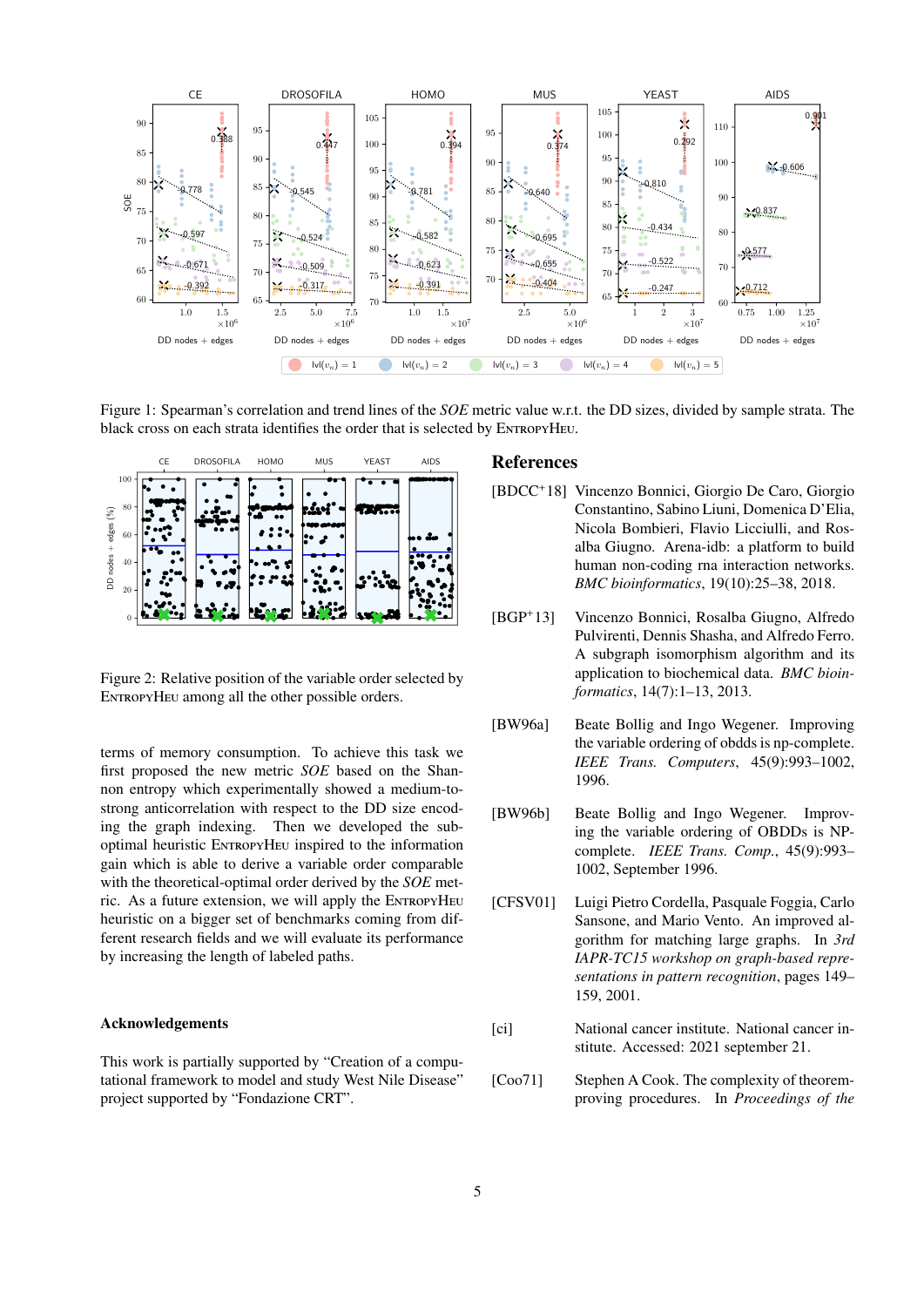Figure 1: Spearman's correlation and trend lines of the *SOE* metric value w.r.t. the DD sizes, divided by sample strata. The black cross on each strata identifies the order that is selected by EntropyHeu.

Figure 2: Relative position of the variable order selected by EntropyHeu among all the other possible orders.

terms of memory consumption. To achieve this task we first proposed the new metric *SOE* based on the Shannon entropy which experimentally showed a medium-to-strong anticorrelation with respect to the DD size encoding the graph indexing. Then we developed the suboptimal heuristic EntropyHeu inspired to the information gain which is able to derive a variable order comparable with the theoretical-optimal order derived by the *SOE* metric. As a future extension, we will apply the EntropyHeu heuristic on a bigger set of benchmarks coming from different research fields and we will evaluate its performance by increasing the length of labeled paths.

### Acknowledgements

This work is partially supported by "Creation of a computational framework to model and study West Nile Disease" project supported by "Fondazione CRT".

## References

[BDCC+18] Vincenzo Bonnici, Giorgio De Caro, Giorgio Constantino, Sabino Liuni, Domenica D'Elia, Nicola Bombieri, Flavio Licciulli, and Rosalba Giugno. Arena-idb: a platform to build human non-coding rna interaction networks. *BMC bioinformatics*, 19(10):25–38, 2018.

[BGP+13] Vincenzo Bonnici, Rosalba Giugno, Alfredo Pulvirenti, Dennis Shasha, and Alfredo Ferro. A subgraph isomorphism algorithm and its application to biochemical data. *BMC bioinformatics*, 14(7):1–13, 2013.

[BW96a] Beate Bollig and Ingo Wegener. Improving the variable ordering of obdds is np-complete. *IEEE Trans. Computers*, 45(9):993–1002, 1996.

[BW96b] Beate Bollig and Ingo Wegener. Improving the variable ordering of OBDDs is NP-complete. *IEEE Trans. Comp.*, 45(9):993–1002, September 1996.

[CFSV01] Luigi Pietro Cordella, Pasquale Foggia, Carlo Sansone, and Mario Vento. An improved algorithm for matching large graphs. In *3rd IAPR-TC15 workshop on graph-based representations in pattern recognition*, pages 149–159, 2001.

[ci] National cancer institute. National cancer institute. Accessed: 2021 september 21.

[Coo71] Stephen A Cook. The complexity of theorem-proving procedures. In *Proceedings of the*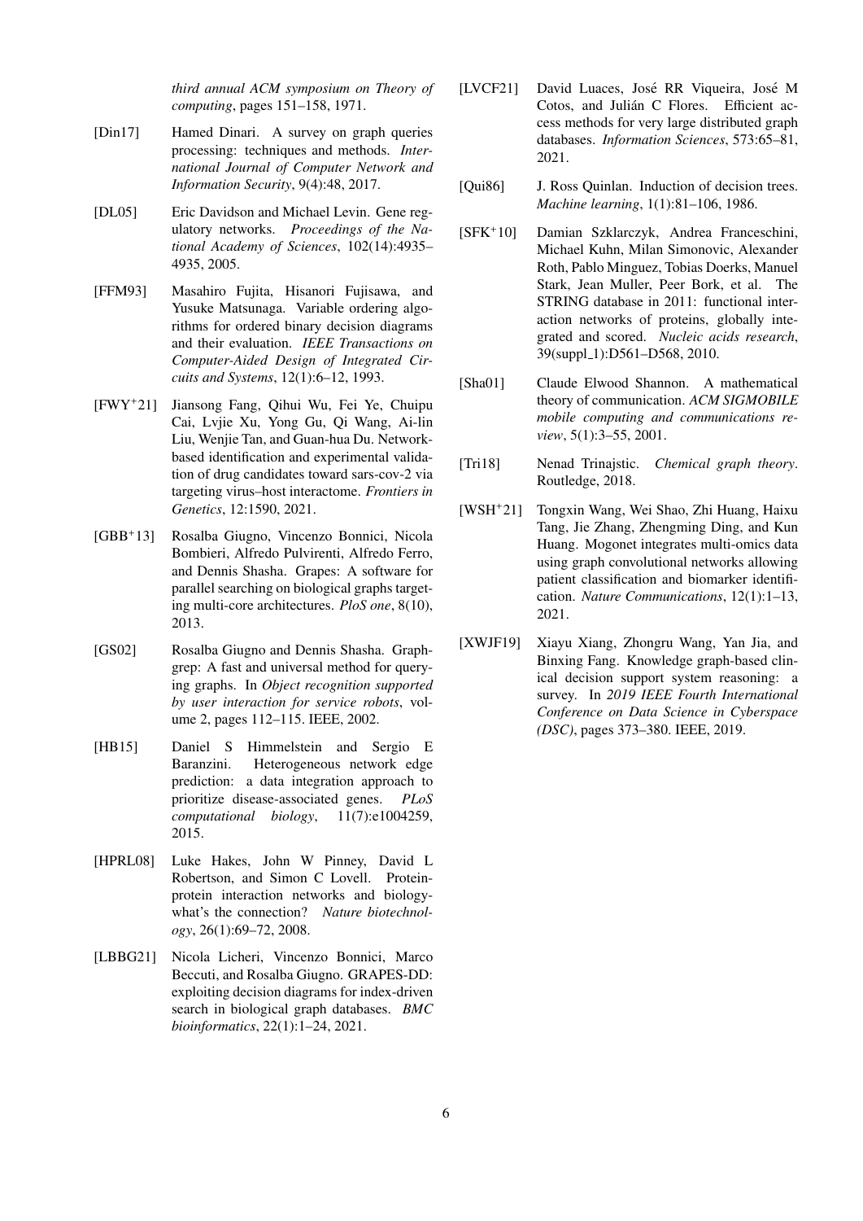third annual ACM symposium on Theory of computing*, pages 151–158, 1971.

[Din17] Hamed Dinari. A survey on graph queries processing: techniques and methods. *International Journal of Computer Network and Information Security*, 9(4):48, 2017.

[DL05] Eric Davidson and Michael Levin. Gene regulatory networks. *Proceedings of the National Academy of Sciences*, 102(14):4935–4935, 2005.

[FFM93] Masahiro Fujita, Hisanori Fujisawa, and Yusuke Matsunaga. Variable ordering algorithms for ordered binary decision diagrams and their evaluation. *IEEE Transactions on Computer-Aided Design of Integrated Circuits and Systems*, 12(1):6–12, 1993.

[FWY+21] Jiansong Fang, Qihui Wu, Fei Ye, Chuipu Cai, Lvjie Xu, Yong Gu, Qi Wang, Ai-lin Liu, Wenjie Tan, and Guan-hua Du. Network-based identification and experimental validation of drug candidates toward sars-cov-2 via targeting virus–host interactome. *Frontiers in Genetics*, 12:1590, 2021.

[GBB+13] Rosalba Giugno, Vincenzo Bonnici, Nicola Bombieri, Alfredo Pulvirenti, Alfredo Ferro, and Dennis Shasha. Grapes: A software for parallel searching on biological graphs targeting multi-core architectures. *PloS one*, 8(10), 2013.

[GS02] Rosalba Giugno and Dennis Shasha. Graphgrep: A fast and universal method for querying graphs. In *Object recognition supported by user interaction for service robots*, volume 2, pages 112–115. IEEE, 2002.

[HB15] Daniel S Himmelstein and Sergio E Baranzini. Heterogeneous network edge prediction: a data integration approach to prioritize disease-associated genes. *PLoS computational biology*, 11(7):e1004259, 2015.

[HPRL08] Luke Hakes, John W Pinney, David L Robertson, and Simon C Lovell. Protein-protein interaction networks and biology-what's the connection? *Nature biotechnology*, 26(1):69–72, 2008.

[LBBG21] Nicola Licheri, Vincenzo Bonnici, Marco Beccuti, and Rosalba Giugno. GRAPES-DD: exploiting decision diagrams for index-driven search in biological graph databases. *BMC bioinformatics*, 22(1):1–24, 2021.

[LVCF21] David Luaces, José RR Viqueira, José M Cotos, and Julián C Flores. Efficient access methods for very large distributed graph databases. *Information Sciences*, 573:65–81, 2021.

[Qui86] J. Ross Quinlan. Induction of decision trees. *Machine learning*, 1(1):81–106, 1986.

[SFK+10] Damian Szklarczyk, Andrea Franceschini, Michael Kuhn, Milan Simonovic, Alexander Roth, Pablo Minguez, Tobias Doerks, Manuel Stark, Jean Muller, Peer Bork, et al. The STRING database in 2011: functional interaction networks of proteins, globally integrated and scored. *Nucleic acids research*, 39(suppl_1):D561–D568, 2010.

[Sha01] Claude Elwood Shannon. A mathematical theory of communication. *ACM SIGMOBILE mobile computing and communications review*, 5(1):3–55, 2001.

[Tri18] Nenad Trinajstic. *Chemical graph theory*. Routledge, 2018.

[WSH+21] Tongxin Wang, Wei Shao, Zhi Huang, Haixu Tang, Jie Zhang, Zhengming Ding, and Kun Huang. Mogonet integrates multi-omics data using graph convolutional networks allowing patient classification and biomarker identification. *Nature Communications*, 12(1):1–13, 2021.

[XWJF19] Xiayu Xiang, Zhongru Wang, Yan Jia, and Binxing Fang. Knowledge graph-based clinical decision support system reasoning: a survey. In *2019 IEEE Fourth International Conference on Data Science in Cyberspace (DSC)*, pages 373–380. IEEE, 2019.